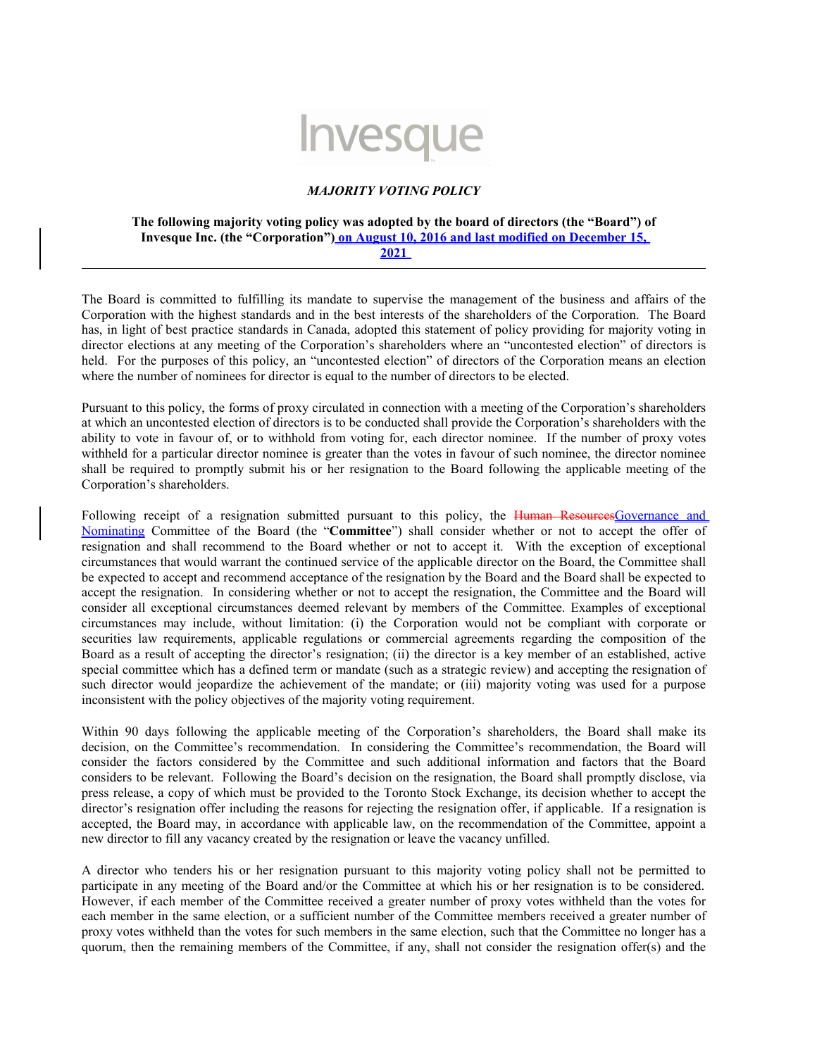Invesque

***MAJORITY VOTING POLICY***

**The following majority voting policy was adopted by the board of directors (the "Board") of Invesque Inc. (the "Corporation") on August 10, 2016 and last modified on December 15, 2021**

---

The Board is committed to fulfilling its mandate to supervise the management of the business and affairs of the Corporation with the highest standards and in the best interests of the shareholders of the Corporation. The Board has, in light of best practice standards in Canada, adopted this statement of policy providing for majority voting in director elections at any meeting of the Corporation's shareholders where an "uncontested election" of directors is held. For the purposes of this policy, an "uncontested election" of directors of the Corporation means an election where the number of nominees for director is equal to the number of directors to be elected.

Pursuant to this policy, the forms of proxy circulated in connection with a meeting of the Corporation's shareholders at which an uncontested election of directors is to be conducted shall provide the Corporation's shareholders with the ability to vote in favour of, or to withhold from voting for, each director nominee. If the number of proxy votes withheld for a particular director nominee is greater than the votes in favour of such nominee, the director nominee shall be required to promptly submit his or her resignation to the Board following the applicable meeting of the Corporation's shareholders.

Following receipt of a resignation submitted pursuant to this policy, the ~~Human Resources~~Governance and Nominating Committee of the Board (the "**Committee**") shall consider whether or not to accept the offer of resignation and shall recommend to the Board whether or not to accept it. With the exception of exceptional circumstances that would warrant the continued service of the applicable director on the Board, the Committee shall be expected to accept and recommend acceptance of the resignation by the Board and the Board shall be expected to accept the resignation. In considering whether or not to accept the resignation, the Committee and the Board will consider all exceptional circumstances deemed relevant by members of the Committee. Examples of exceptional circumstances may include, without limitation: (i) the Corporation would not be compliant with corporate or securities law requirements, applicable regulations or commercial agreements regarding the composition of the Board as a result of accepting the director's resignation; (ii) the director is a key member of an established, active special committee which has a defined term or mandate (such as a strategic review) and accepting the resignation of such director would jeopardize the achievement of the mandate; or (iii) majority voting was used for a purpose inconsistent with the policy objectives of the majority voting requirement.

Within 90 days following the applicable meeting of the Corporation's shareholders, the Board shall make its decision, on the Committee's recommendation. In considering the Committee's recommendation, the Board will consider the factors considered by the Committee and such additional information and factors that the Board considers to be relevant. Following the Board's decision on the resignation, the Board shall promptly disclose, via press release, a copy of which must be provided to the Toronto Stock Exchange, its decision whether to accept the director's resignation offer including the reasons for rejecting the resignation offer, if applicable. If a resignation is accepted, the Board may, in accordance with applicable law, on the recommendation of the Committee, appoint a new director to fill any vacancy created by the resignation or leave the vacancy unfilled.

A director who tenders his or her resignation pursuant to this majority voting policy shall not be permitted to participate in any meeting of the Board and/or the Committee at which his or her resignation is to be considered. However, if each member of the Committee received a greater number of proxy votes withheld than the votes for each member in the same election, or a sufficient number of the Committee members received a greater number of proxy votes withheld than the votes for such members in the same election, such that the Committee no longer has a quorum, then the remaining members of the Committee, if any, shall not consider the resignation offer(s) and the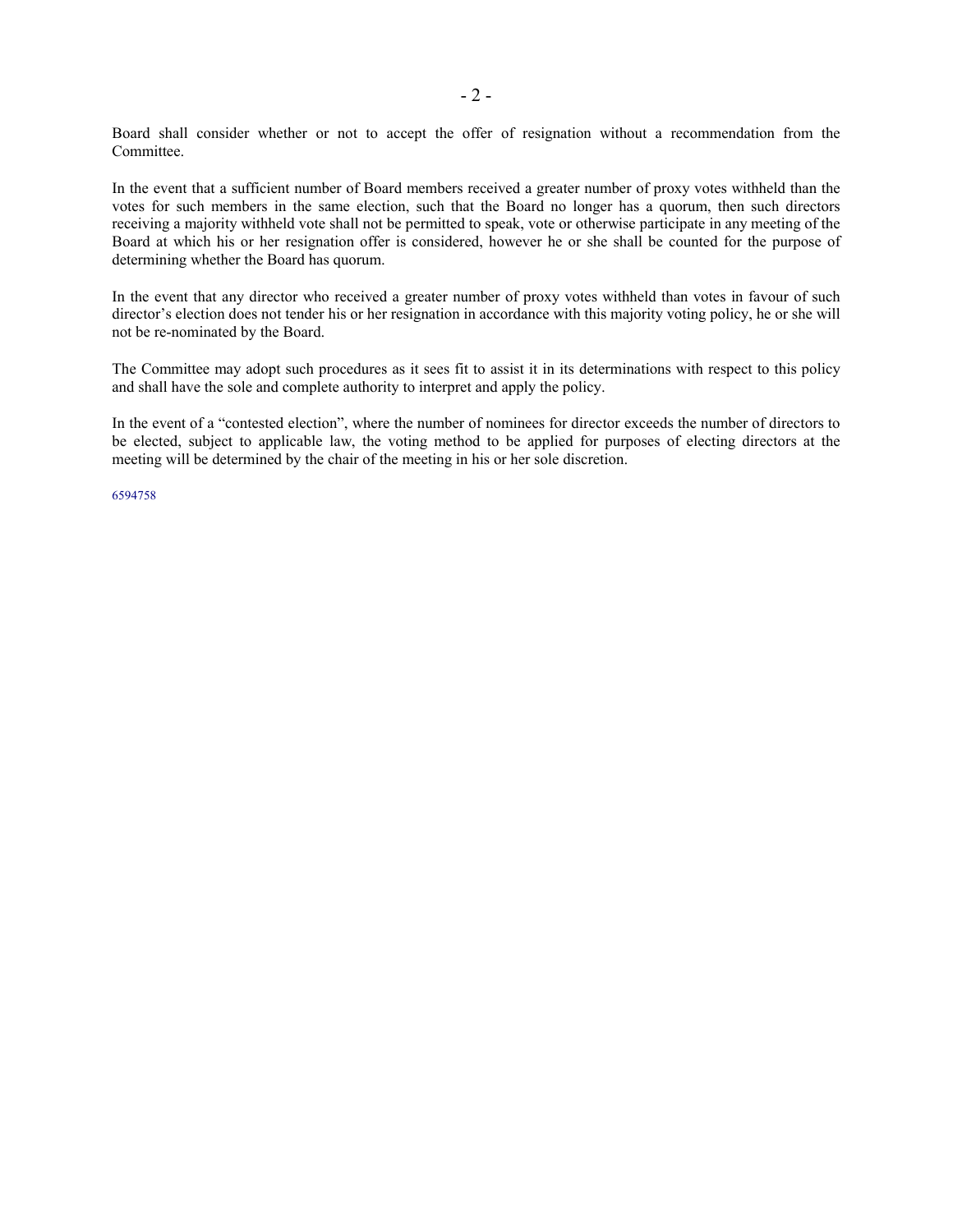Board shall consider whether or not to accept the offer of resignation without a recommendation from the Committee.

In the event that a sufficient number of Board members received a greater number of proxy votes withheld than the votes for such members in the same election, such that the Board no longer has a quorum, then such directors receiving a majority withheld vote shall not be permitted to speak, vote or otherwise participate in any meeting of the Board at which his or her resignation offer is considered, however he or she shall be counted for the purpose of determining whether the Board has quorum.

In the event that any director who received a greater number of proxy votes withheld than votes in favour of such director's election does not tender his or her resignation in accordance with this majority voting policy, he or she will not be re-nominated by the Board.

The Committee may adopt such procedures as it sees fit to assist it in its determinations with respect to this policy and shall have the sole and complete authority to interpret and apply the policy.

In the event of a "contested election", where the number of nominees for director exceeds the number of directors to be elected, subject to applicable law, the voting method to be applied for purposes of electing directors at the meeting will be determined by the chair of the meeting in his or her sole discretion.

6594758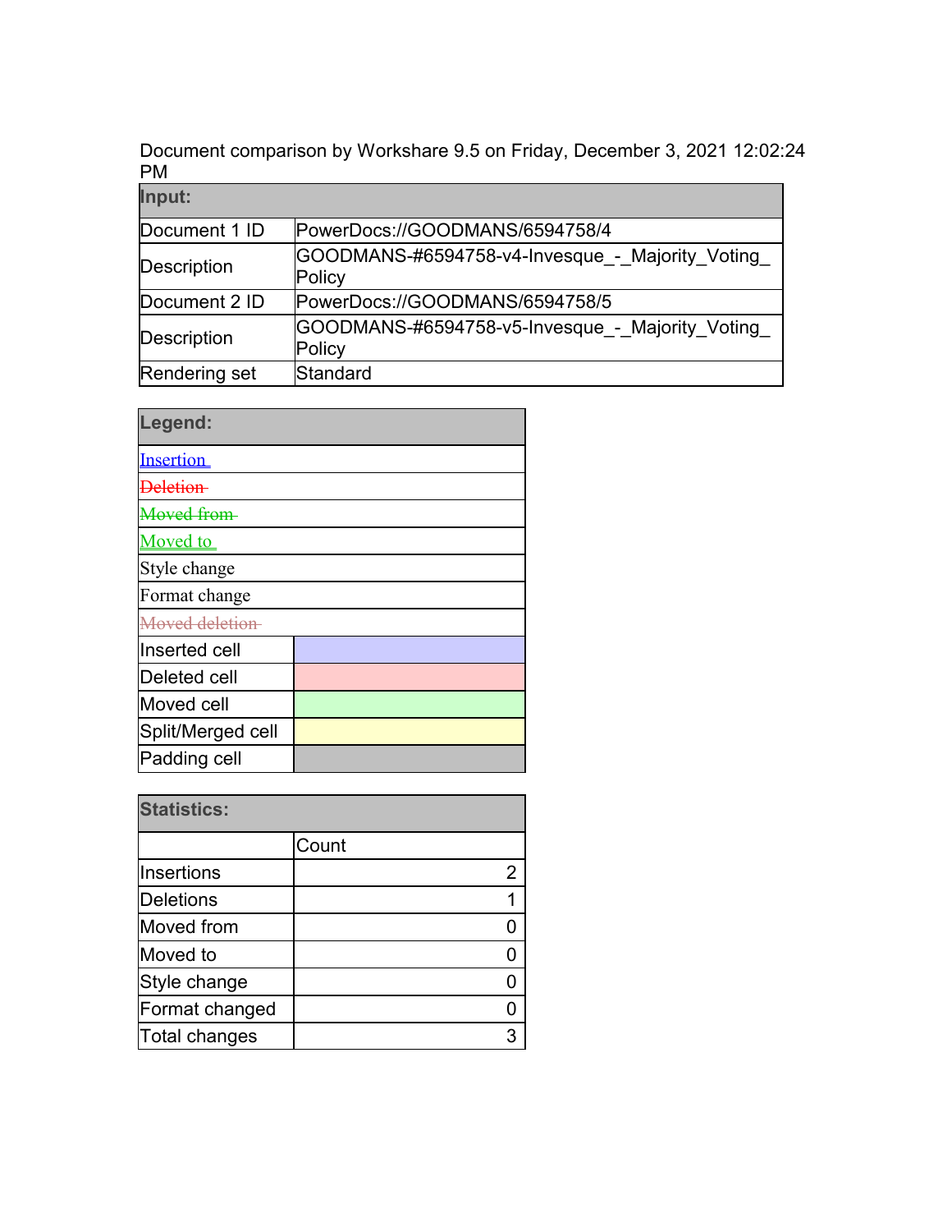Document comparison by Workshare 9.5 on Friday, December 3, 2021 12:02:24 PM

| **Input:** | |
|---|---|
| Document 1 ID | PowerDocs://GOODMANS/6594758/4 |
| Description | GOODMANS-#6594758-v4-Invesque_-_Majority_Voting_Policy |
| Document 2 ID | PowerDocs://GOODMANS/6594758/5 |
| Description | GOODMANS-#6594758-v5-Invesque_-_Majority_Voting_Policy |
| Rendering set | Standard |

| **Legend:** | |
|---|---|
| Insertion | |
| ~~Deletion~~ | |
| ~~Moved from~~ | |
| Moved to | |
| Style change | |
| Format change | |
| ~~Moved deletion~~ | |
| Inserted cell | |
| Deleted cell | |
| Moved cell | |
| Split/Merged cell | |
| Padding cell | |

| **Statistics:** | |
|---|---|
| | Count |
| Insertions | 2 |
| Deletions | 1 |
| Moved from | 0 |
| Moved to | 0 |
| Style change | 0 |
| Format changed | 0 |
| Total changes | 3 |